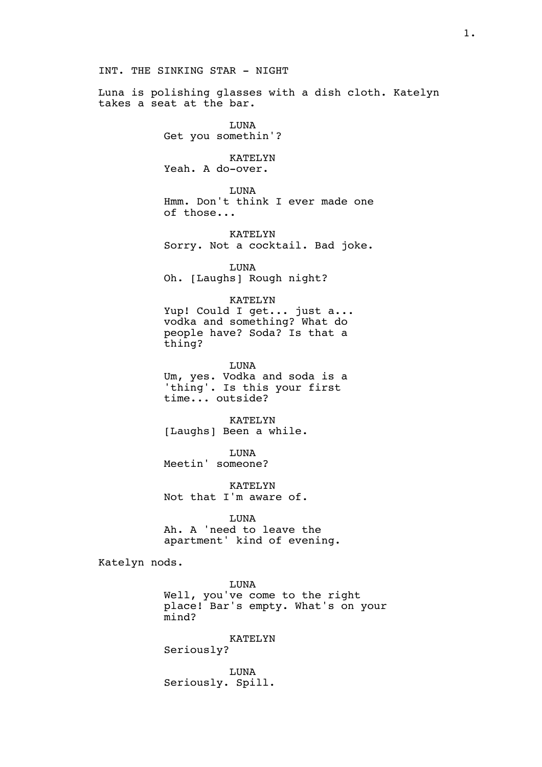INT. THE SINKING STAR - NIGHT

Luna is polishing glasses with a dish cloth. Katelyn takes a seat at the bar.

LUNA
Get you somethin'?

KATELYN
Yeah. A do-over.

LUNA
Hmm. Don't think I ever made one of those...

KATELYN
Sorry. Not a cocktail. Bad joke.

LUNA
Oh. [Laughs] Rough night?

KATELYN
Yup! Could I get... just a... vodka and something? What do people have? Soda? Is that a thing?

LUNA
Um, yes. Vodka and soda is a 'thing'. Is this your first time... outside?

KATELYN
[Laughs] Been a while.

LUNA
Meetin' someone?

KATELYN
Not that I'm aware of.

LUNA
Ah. A 'need to leave the apartment' kind of evening.

Katelyn nods.

LUNA
Well, you've come to the right place! Bar's empty. What's on your mind?

KATELYN
Seriously?

LUNA
Seriously. Spill.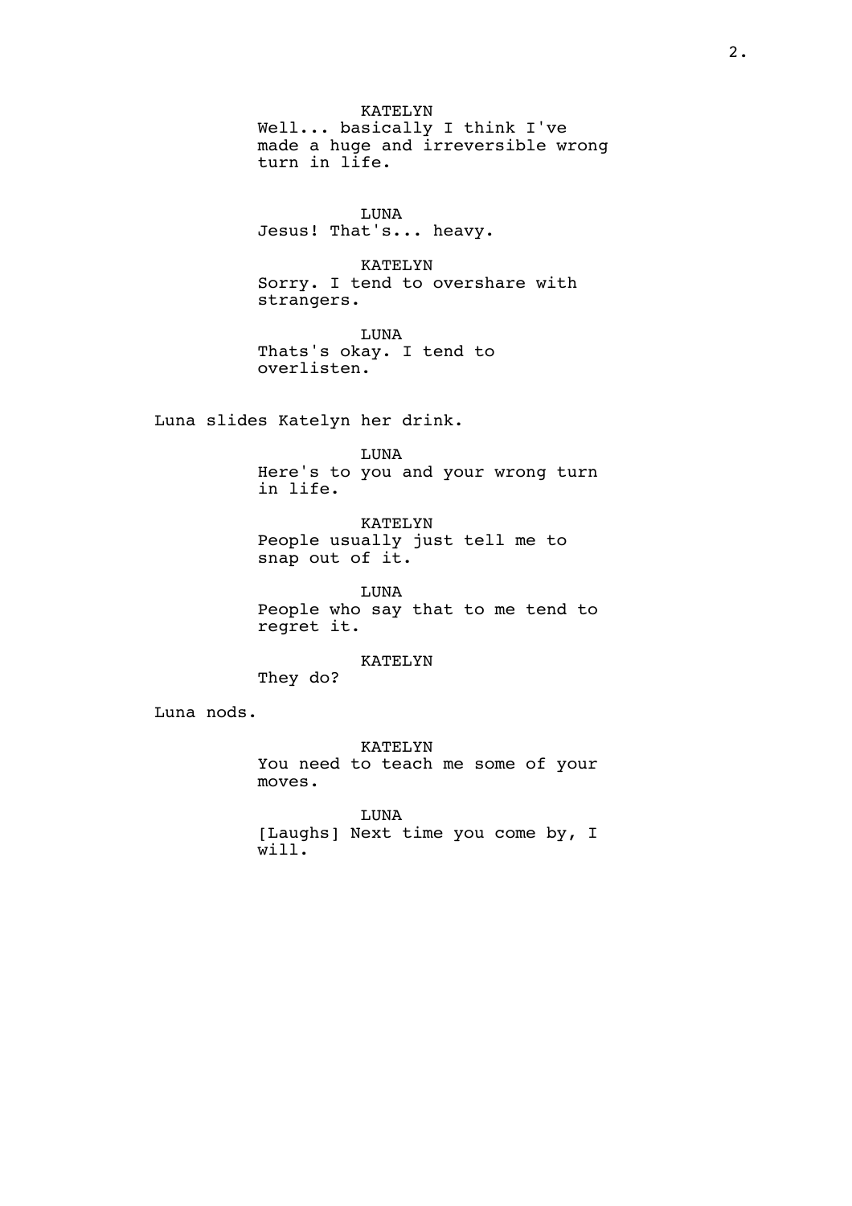KATELYN
Well... basically I think I've made a huge and irreversible wrong turn in life.

LUNA
Jesus! That's... heavy.

KATELYN
Sorry. I tend to overshare with strangers.

LUNA
Thats's okay. I tend to overlisten.

Luna slides Katelyn her drink.

LUNA
Here's to you and your wrong turn in life.

KATELYN
People usually just tell me to snap out of it.

LUNA
People who say that to me tend to regret it.

KATELYN
They do?

Luna nods.

KATELYN
You need to teach me some of your moves.

LUNA
[Laughs] Next time you come by, I will.